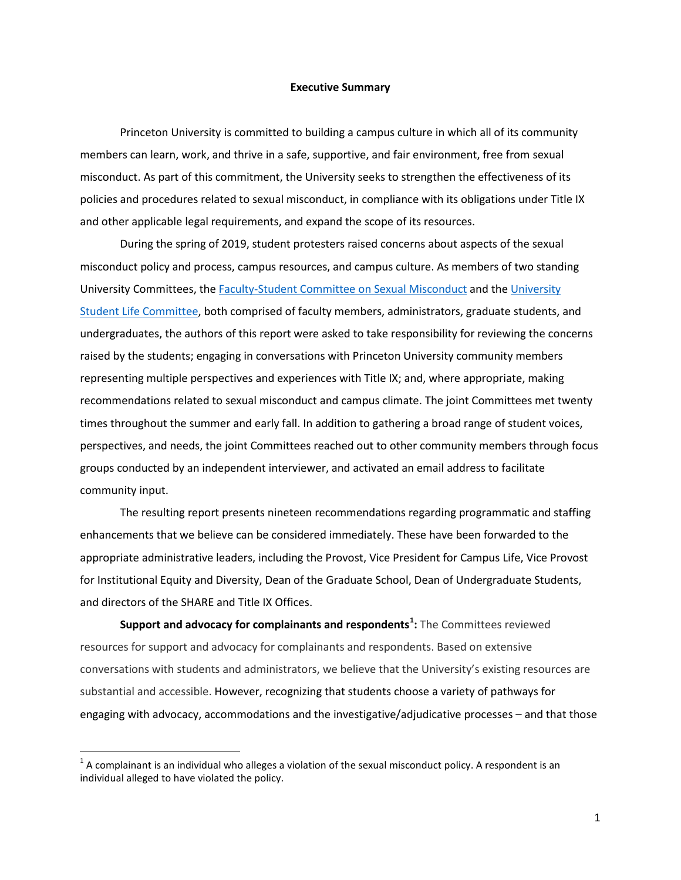# Executive Summary

Princeton University is committed to building a campus culture in which all of its community members can learn, work, and thrive in a safe, supportive, and fair environment, free from sexual misconduct. As part of this commitment, the University seeks to strengthen the effectiveness of its policies and procedures related to sexual misconduct, in compliance with its obligations under Title IX and other applicable legal requirements, and expand the scope of its resources.

During the spring of 2019, student protesters raised concerns about aspects of the sexual misconduct policy and process, campus resources, and campus culture. As members of two standing University Committees, the [Faculty-Student Committee on Sexual Misconduct] and the [University Student Life Committee], both comprised of faculty members, administrators, graduate students, and undergraduates, the authors of this report were asked to take responsibility for reviewing the concerns raised by the students; engaging in conversations with Princeton University community members representing multiple perspectives and experiences with Title IX; and, where appropriate, making recommendations related to sexual misconduct and campus climate. The joint Committees met twenty times throughout the summer and early fall. In addition to gathering a broad range of student voices, perspectives, and needs, the joint Committees reached out to other community members through focus groups conducted by an independent interviewer, and activated an email address to facilitate community input.

The resulting report presents nineteen recommendations regarding programmatic and staffing enhancements that we believe can be considered immediately. These have been forwarded to the appropriate administrative leaders, including the Provost, Vice President for Campus Life, Vice Provost for Institutional Equity and Diversity, Dean of the Graduate School, Dean of Undergraduate Students, and directors of the SHARE and Title IX Offices.

**Support and advocacy for complainants and respondents[1]:** The Committees reviewed resources for support and advocacy for complainants and respondents. Based on extensive conversations with students and administrators, we believe that the University's existing resources are substantial and accessible. However, recognizing that students choose a variety of pathways for engaging with advocacy, accommodations and the investigative/adjudicative processes – and that those

[1] A complainant is an individual who alleges a violation of the sexual misconduct policy. A respondent is an individual alleged to have violated the policy.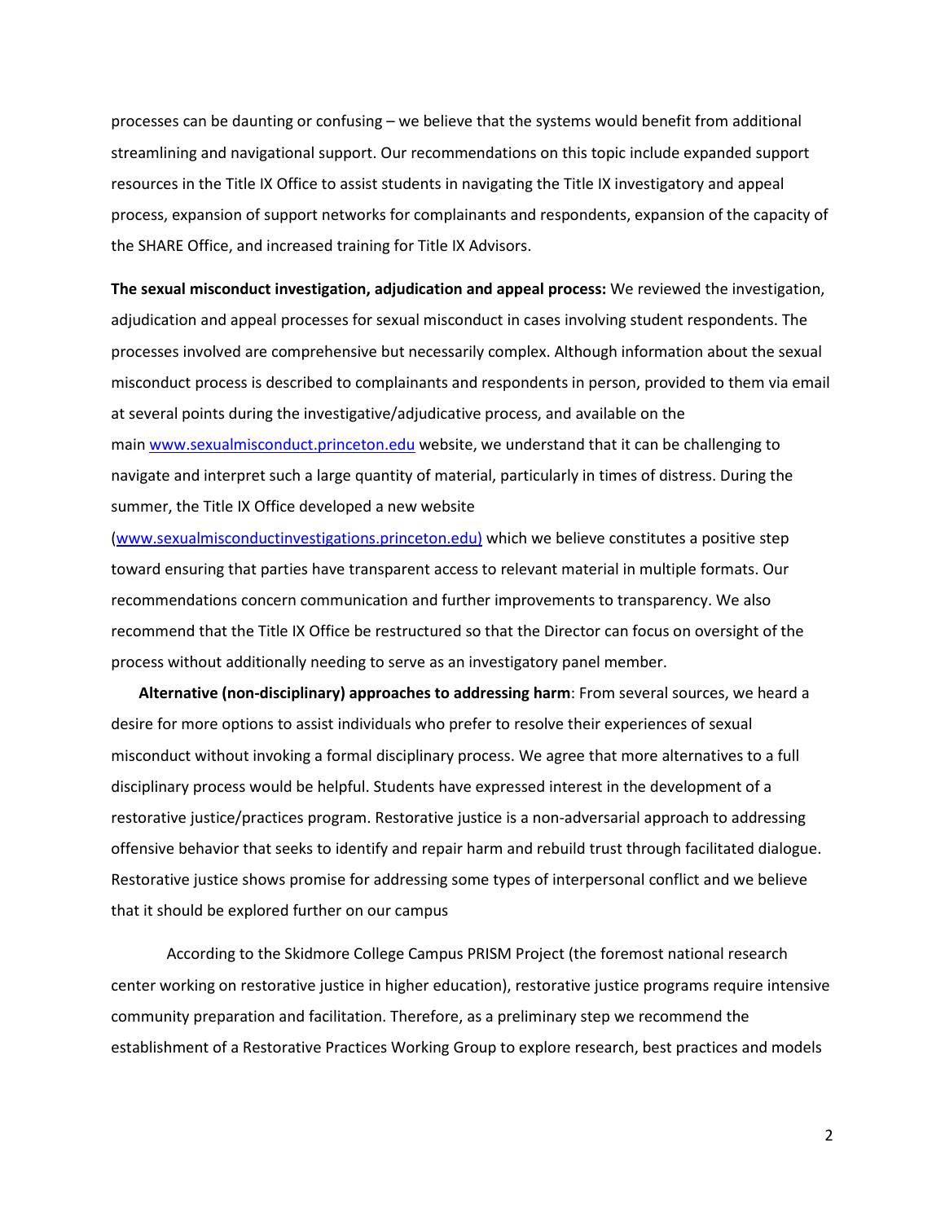processes can be daunting or confusing – we believe that the systems would benefit from additional streamlining and navigational support. Our recommendations on this topic include expanded support resources in the Title IX Office to assist students in navigating the Title IX investigatory and appeal process, expansion of support networks for complainants and respondents, expansion of the capacity of the SHARE Office, and increased training for Title IX Advisors.

**The sexual misconduct investigation, adjudication and appeal process:** We reviewed the investigation, adjudication and appeal processes for sexual misconduct in cases involving student respondents. The processes involved are comprehensive but necessarily complex. Although information about the sexual misconduct process is described to complainants and respondents in person, provided to them via email at several points during the investigative/adjudicative process, and available on the main [www.sexualmisconduct.princeton.edu](www.sexualmisconduct.princeton.edu) website, we understand that it can be challenging to navigate and interpret such a large quantity of material, particularly in times of distress. During the summer, the Title IX Office developed a new website ([www.sexualmisconductinvestigations.princeton.edu)](www.sexualmisconductinvestigations.princeton.edu) which we believe constitutes a positive step toward ensuring that parties have transparent access to relevant material in multiple formats. Our recommendations concern communication and further improvements to transparency. We also recommend that the Title IX Office be restructured so that the Director can focus on oversight of the process without additionally needing to serve as an investigatory panel member.

**Alternative (non-disciplinary) approaches to addressing harm**: From several sources, we heard a desire for more options to assist individuals who prefer to resolve their experiences of sexual misconduct without invoking a formal disciplinary process. We agree that more alternatives to a full disciplinary process would be helpful. Students have expressed interest in the development of a restorative justice/practices program. Restorative justice is a non-adversarial approach to addressing offensive behavior that seeks to identify and repair harm and rebuild trust through facilitated dialogue. Restorative justice shows promise for addressing some types of interpersonal conflict and we believe that it should be explored further on our campus

According to the Skidmore College Campus PRISM Project (the foremost national research center working on restorative justice in higher education), restorative justice programs require intensive community preparation and facilitation. Therefore, as a preliminary step we recommend the establishment of a Restorative Practices Working Group to explore research, best practices and models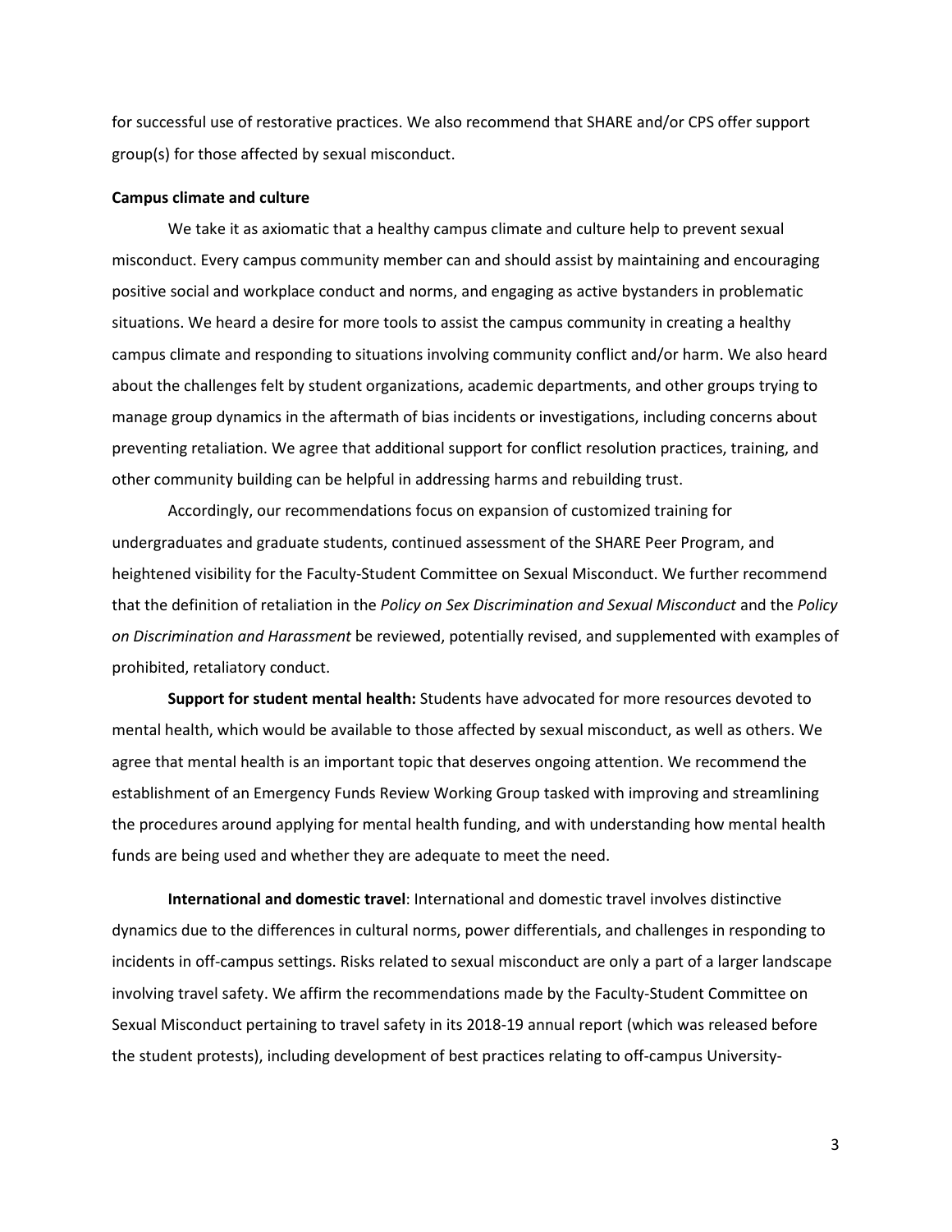for successful use of restorative practices. We also recommend that SHARE and/or CPS offer support group(s) for those affected by sexual misconduct.

**Campus climate and culture**

We take it as axiomatic that a healthy campus climate and culture help to prevent sexual misconduct. Every campus community member can and should assist by maintaining and encouraging positive social and workplace conduct and norms, and engaging as active bystanders in problematic situations. We heard a desire for more tools to assist the campus community in creating a healthy campus climate and responding to situations involving community conflict and/or harm. We also heard about the challenges felt by student organizations, academic departments, and other groups trying to manage group dynamics in the aftermath of bias incidents or investigations, including concerns about preventing retaliation. We agree that additional support for conflict resolution practices, training, and other community building can be helpful in addressing harms and rebuilding trust.

Accordingly, our recommendations focus on expansion of customized training for undergraduates and graduate students, continued assessment of the SHARE Peer Program, and heightened visibility for the Faculty-Student Committee on Sexual Misconduct. We further recommend that the definition of retaliation in the *Policy on Sex Discrimination and Sexual Misconduct* and the *Policy on Discrimination and Harassment* be reviewed, potentially revised, and supplemented with examples of prohibited, retaliatory conduct.

**Support for student mental health:** Students have advocated for more resources devoted to mental health, which would be available to those affected by sexual misconduct, as well as others. We agree that mental health is an important topic that deserves ongoing attention. We recommend the establishment of an Emergency Funds Review Working Group tasked with improving and streamlining the procedures around applying for mental health funding, and with understanding how mental health funds are being used and whether they are adequate to meet the need.

**International and domestic travel**: International and domestic travel involves distinctive dynamics due to the differences in cultural norms, power differentials, and challenges in responding to incidents in off-campus settings. Risks related to sexual misconduct are only a part of a larger landscape involving travel safety. We affirm the recommendations made by the Faculty-Student Committee on Sexual Misconduct pertaining to travel safety in its 2018-19 annual report (which was released before the student protests), including development of best practices relating to off-campus University-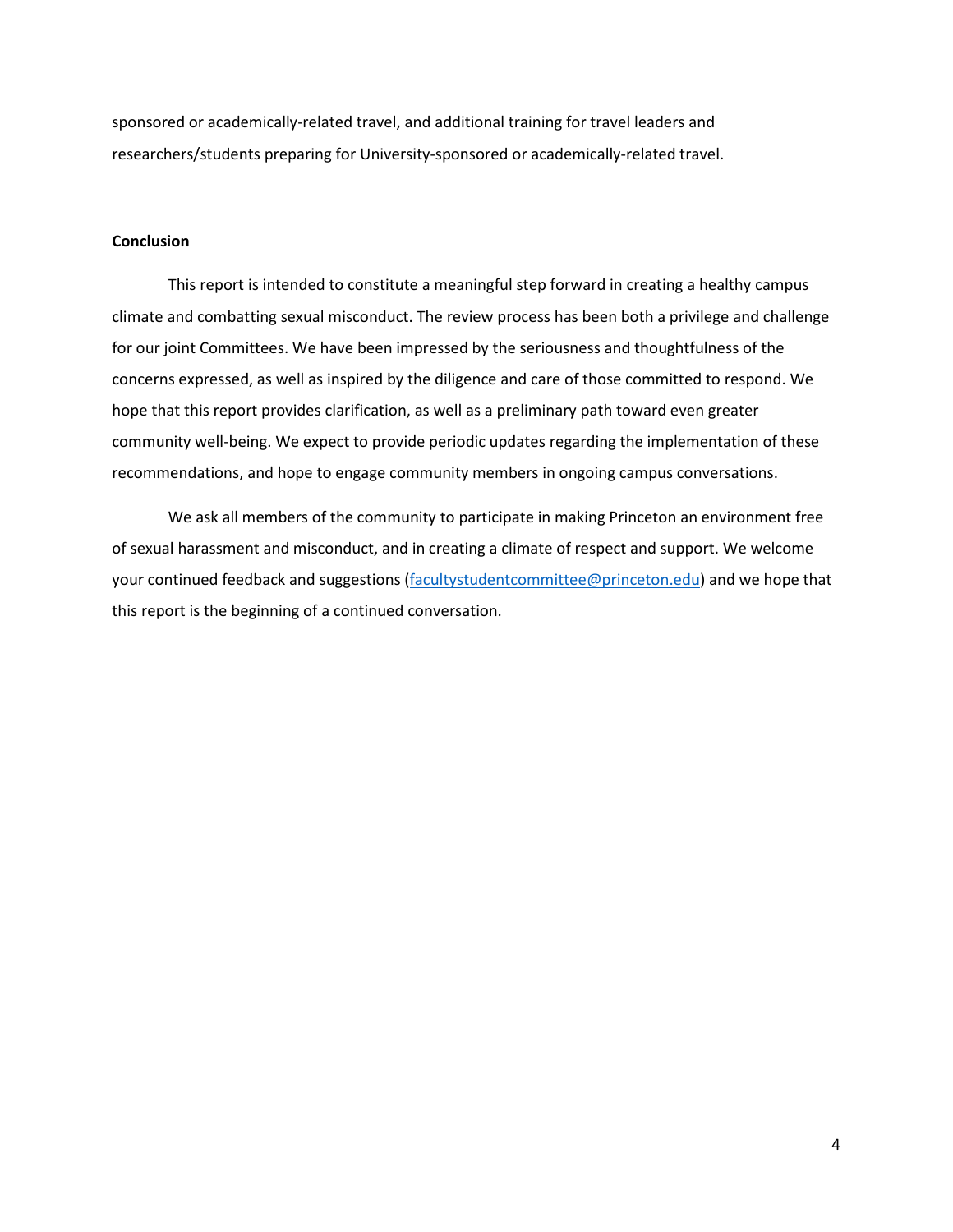sponsored or academically-related travel, and additional training for travel leaders and researchers/students preparing for University-sponsored or academically-related travel.

**Conclusion**

This report is intended to constitute a meaningful step forward in creating a healthy campus climate and combatting sexual misconduct. The review process has been both a privilege and challenge for our joint Committees. We have been impressed by the seriousness and thoughtfulness of the concerns expressed, as well as inspired by the diligence and care of those committed to respond. We hope that this report provides clarification, as well as a preliminary path toward even greater community well-being. We expect to provide periodic updates regarding the implementation of these recommendations, and hope to engage community members in ongoing campus conversations.

We ask all members of the community to participate in making Princeton an environment free of sexual harassment and misconduct, and in creating a climate of respect and support. We welcome your continued feedback and suggestions (facultystudentcommittee@princeton.edu) and we hope that this report is the beginning of a continued conversation.